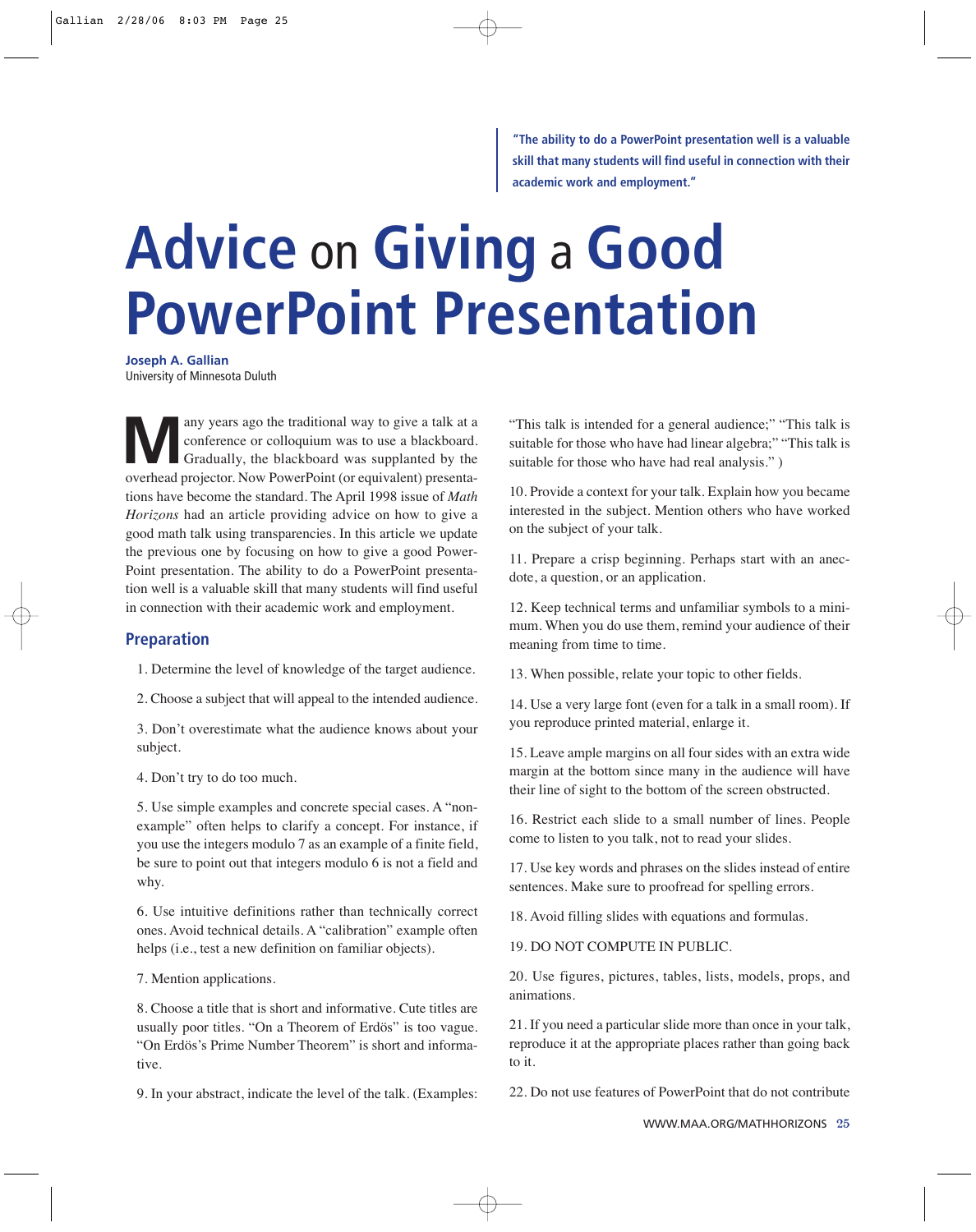> **"The ability to do a PowerPoint presentation well is a valuable skill that many students will find useful in connection with their academic work and employment."**

# Advice on Giving a Good PowerPoint Presentation

**Joseph A. Gallian**
University of Minnesota Duluth

Many years ago the traditional way to give a talk at a conference or colloquium was to use a blackboard. Gradually, the blackboard was supplanted by the overhead projector. Now PowerPoint (or equivalent) presentations have become the standard. The April 1998 issue of *Math Horizons* had an article providing advice on how to give a good math talk using transparencies. In this article we update the previous one by focusing on how to give a good PowerPoint presentation. The ability to do a PowerPoint presentation well is a valuable skill that many students will find useful in connection with their academic work and employment.

## Preparation

1. Determine the level of knowledge of the target audience.

2. Choose a subject that will appeal to the intended audience.

3. Don't overestimate what the audience knows about your subject.

4. Don't try to do too much.

5. Use simple examples and concrete special cases. A "non-example" often helps to clarify a concept. For instance, if you use the integers modulo 7 as an example of a finite field, be sure to point out that integers modulo 6 is not a field and why.

6. Use intuitive definitions rather than technically correct ones. Avoid technical details. A "calibration" example often helps (i.e., test a new definition on familiar objects).

7. Mention applications.

8. Choose a title that is short and informative. Cute titles are usually poor titles. "On a Theorem of Erdös" is too vague. "On Erdös's Prime Number Theorem" is short and informative.

9. In your abstract, indicate the level of the talk. (Examples: "This talk is intended for a general audience;" "This talk is suitable for those who have had linear algebra;" "This talk is suitable for those who have had real analysis." )

10. Provide a context for your talk. Explain how you became interested in the subject. Mention others who have worked on the subject of your talk.

11. Prepare a crisp beginning. Perhaps start with an anecdote, a question, or an application.

12. Keep technical terms and unfamiliar symbols to a minimum. When you do use them, remind your audience of their meaning from time to time.

13. When possible, relate your topic to other fields.

14. Use a very large font (even for a talk in a small room). If you reproduce printed material, enlarge it.

15. Leave ample margins on all four sides with an extra wide margin at the bottom since many in the audience will have their line of sight to the bottom of the screen obstructed.

16. Restrict each slide to a small number of lines. People come to listen to you talk, not to read your slides.

17. Use key words and phrases on the slides instead of entire sentences. Make sure to proofread for spelling errors.

18. Avoid filling slides with equations and formulas.

19. DO NOT COMPUTE IN PUBLIC.

20. Use figures, pictures, tables, lists, models, props, and animations.

21. If you need a particular slide more than once in your talk, reproduce it at the appropriate places rather than going back to it.

22. Do not use features of PowerPoint that do not contribute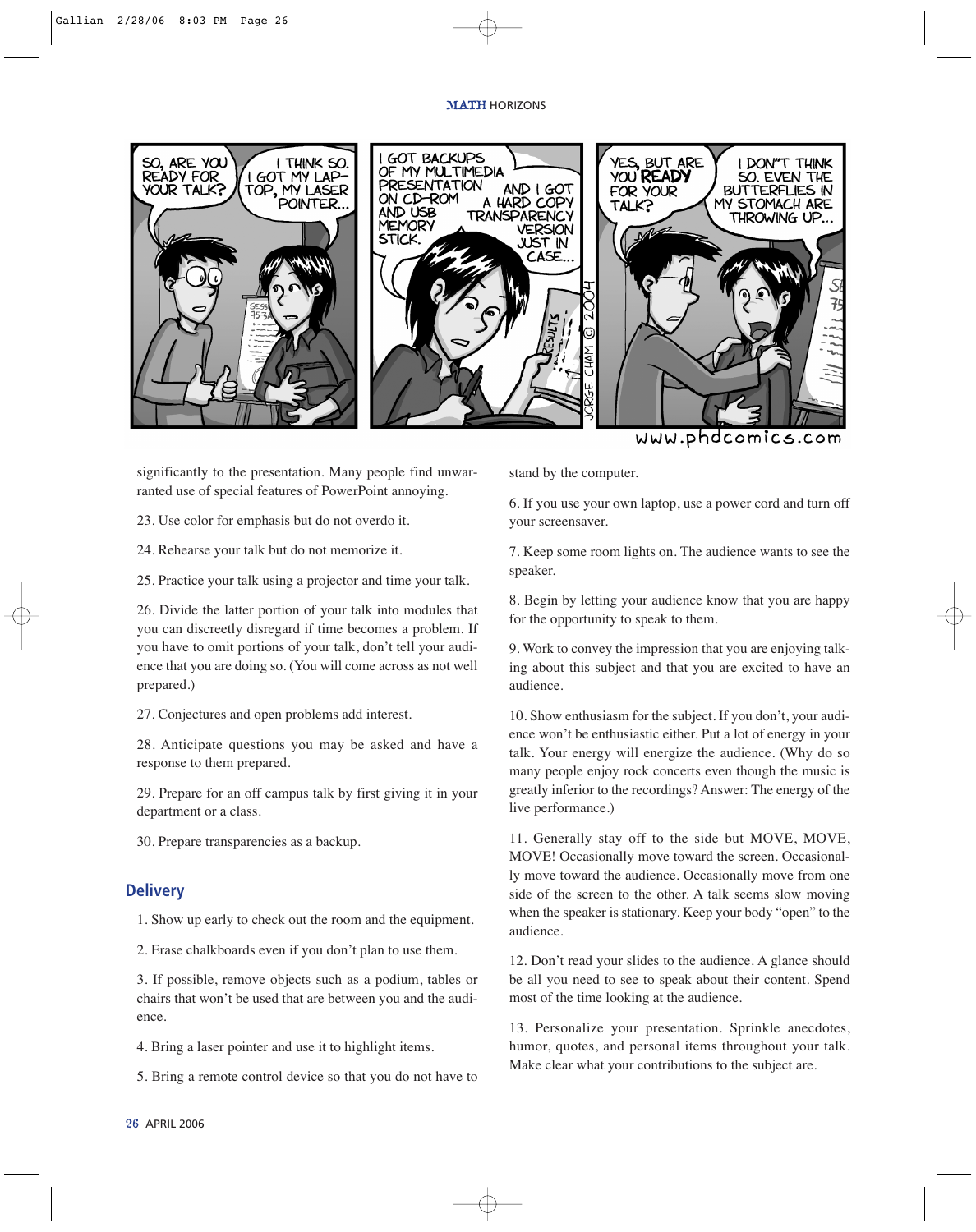significantly to the presentation. Many people find unwarranted use of special features of PowerPoint annoying.

23. Use color for emphasis but do not overdo it.

24. Rehearse your talk but do not memorize it.

25. Practice your talk using a projector and time your talk.

26. Divide the latter portion of your talk into modules that you can discreetly disregard if time becomes a problem. If you have to omit portions of your talk, don't tell your audience that you are doing so. (You will come across as not well prepared.)

27. Conjectures and open problems add interest.

28. Anticipate questions you may be asked and have a response to them prepared.

29. Prepare for an off campus talk by first giving it in your department or a class.

30. Prepare transparencies as a backup.

## Delivery

1. Show up early to check out the room and the equipment.

2. Erase chalkboards even if you don't plan to use them.

3. If possible, remove objects such as a podium, tables or chairs that won't be used that are between you and the audience.

4. Bring a laser pointer and use it to highlight items.

5. Bring a remote control device so that you do not have to stand by the computer.

6. If you use your own laptop, use a power cord and turn off your screensaver.

7. Keep some room lights on. The audience wants to see the speaker.

8. Begin by letting your audience know that you are happy for the opportunity to speak to them.

9. Work to convey the impression that you are enjoying talking about this subject and that you are excited to have an audience.

10. Show enthusiasm for the subject. If you don't, your audience won't be enthusiastic either. Put a lot of energy in your talk. Your energy will energize the audience. (Why do so many people enjoy rock concerts even though the music is greatly inferior to the recordings? Answer: The energy of the live performance.)

11. Generally stay off to the side but MOVE, MOVE, MOVE! Occasionally move toward the screen. Occasionally move toward the audience. Occasionally move from one side of the screen to the other. A talk seems slow moving when the speaker is stationary. Keep your body "open" to the audience.

12. Don't read your slides to the audience. A glance should be all you need to see to speak about their content. Spend most of the time looking at the audience.

13. Personalize your presentation. Sprinkle anecdotes, humor, quotes, and personal items throughout your talk. Make clear what your contributions to the subject are.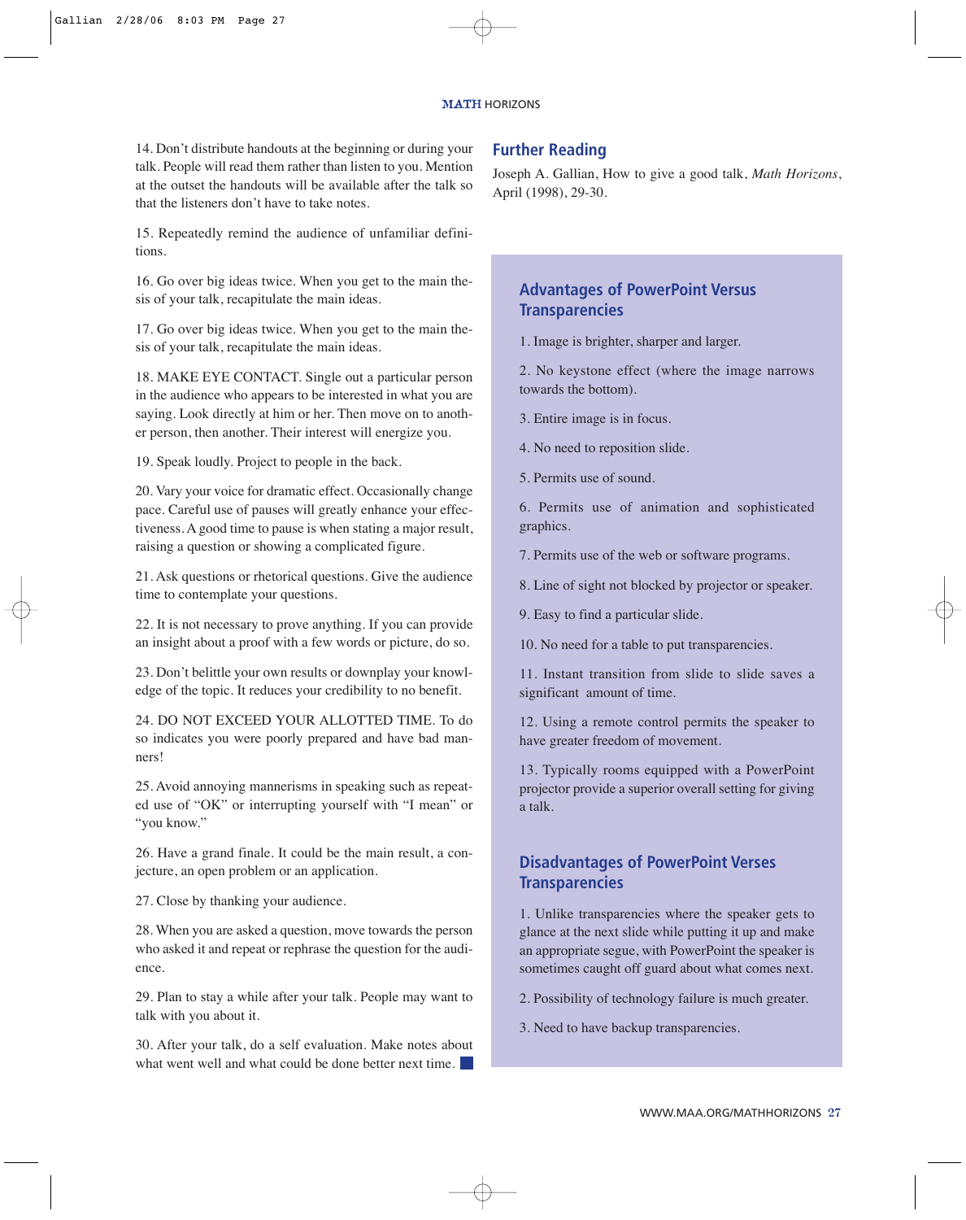14. Don't distribute handouts at the beginning or during your talk. People will read them rather than listen to you. Mention at the outset the handouts will be available after the talk so that the listeners don't have to take notes.

15. Repeatedly remind the audience of unfamiliar definitions.

16. Go over big ideas twice. When you get to the main thesis of your talk, recapitulate the main ideas.

17. Go over big ideas twice. When you get to the main thesis of your talk, recapitulate the main ideas.

18. MAKE EYE CONTACT. Single out a particular person in the audience who appears to be interested in what you are saying. Look directly at him or her. Then move on to another person, then another. Their interest will energize you.

19. Speak loudly. Project to people in the back.

20. Vary your voice for dramatic effect. Occasionally change pace. Careful use of pauses will greatly enhance your effectiveness. A good time to pause is when stating a major result, raising a question or showing a complicated figure.

21. Ask questions or rhetorical questions. Give the audience time to contemplate your questions.

22. It is not necessary to prove anything. If you can provide an insight about a proof with a few words or picture, do so.

23. Don't belittle your own results or downplay your knowledge of the topic. It reduces your credibility to no benefit.

24. DO NOT EXCEED YOUR ALLOTTED TIME. To do so indicates you were poorly prepared and have bad manners!

25. Avoid annoying mannerisms in speaking such as repeated use of "OK" or interrupting yourself with "I mean" or "you know."

26. Have a grand finale. It could be the main result, a conjecture, an open problem or an application.

27. Close by thanking your audience.

28. When you are asked a question, move towards the person who asked it and repeat or rephrase the question for the audience.

29. Plan to stay a while after your talk. People may want to talk with you about it.

30. After your talk, do a self evaluation. Make notes about what went well and what could be done better next time.

## Further Reading

Joseph A. Gallian, How to give a good talk, *Math Horizons*, April (1998), 29-30.

## Advantages of PowerPoint Versus Transparencies

1. Image is brighter, sharper and larger.

2. No keystone effect (where the image narrows towards the bottom).

3. Entire image is in focus.

4. No need to reposition slide.

5. Permits use of sound.

6. Permits use of animation and sophisticated graphics.

7. Permits use of the web or software programs.

8. Line of sight not blocked by projector or speaker.

9. Easy to find a particular slide.

10. No need for a table to put transparencies.

11. Instant transition from slide to slide saves a significant amount of time.

12. Using a remote control permits the speaker to have greater freedom of movement.

13. Typically rooms equipped with a PowerPoint projector provide a superior overall setting for giving a talk.

## Disadvantages of PowerPoint Verses Transparencies

1. Unlike transparencies where the speaker gets to glance at the next slide while putting it up and make an appropriate segue, with PowerPoint the speaker is sometimes caught off guard about what comes next.

2. Possibility of technology failure is much greater.

3. Need to have backup transparencies.